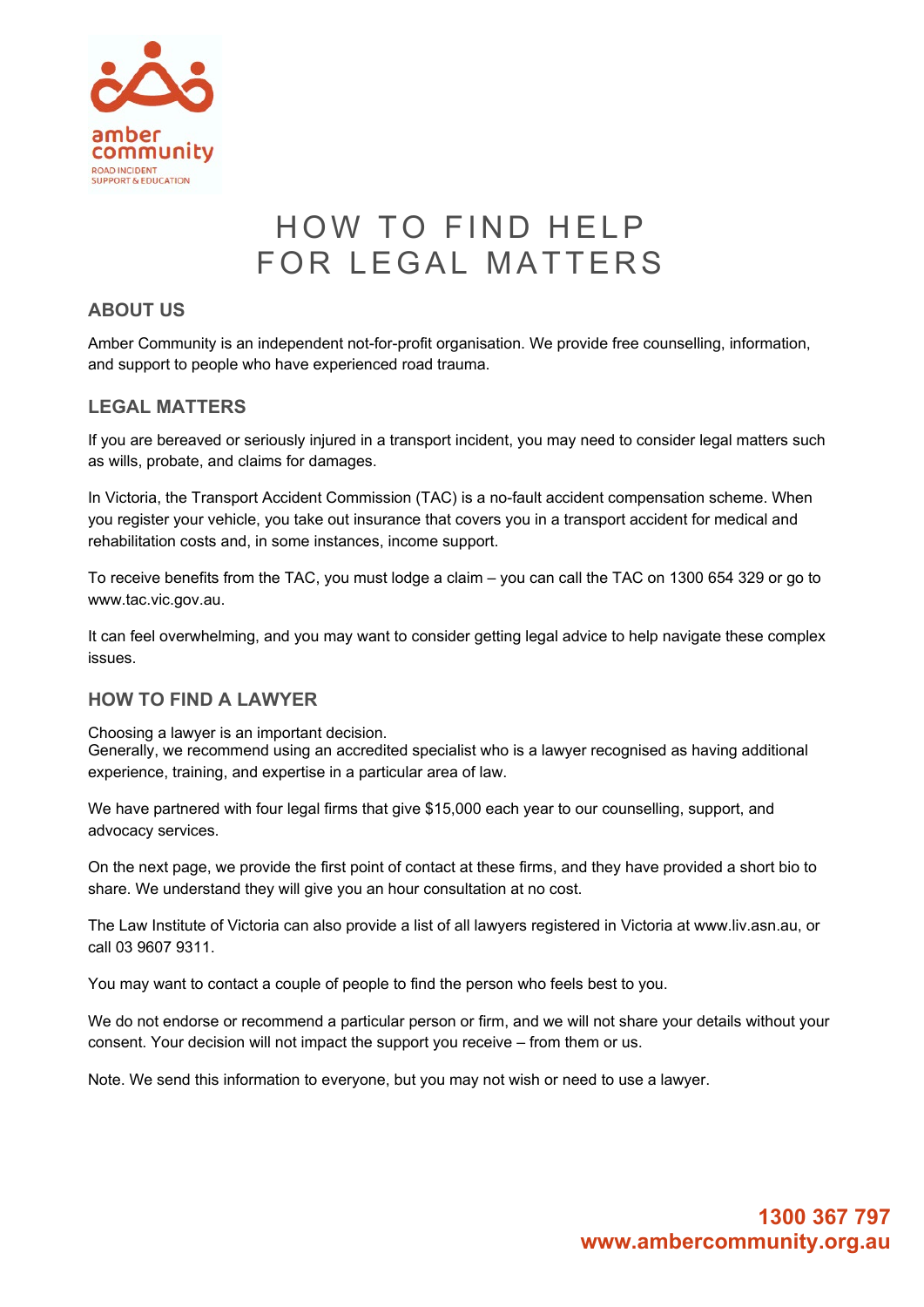amber community

ROAD INCIDENT SUPPORT & EDUCATION

# HOW TO FIND HELP FOR LEGAL MATTERS

## ABOUT US

Amber Community is an independent not-for-profit organisation. We provide free counselling, information, and support to people who have experienced road trauma.

## LEGAL MATTERS

If you are bereaved or seriously injured in a transport incident, you may need to consider legal matters such as wills, probate, and claims for damages.

In Victoria, the Transport Accident Commission (TAC) is a no-fault accident compensation scheme. When you register your vehicle, you take out insurance that covers you in a transport accident for medical and rehabilitation costs and, in some instances, income support.

To receive benefits from the TAC, you must lodge a claim – you can call the TAC on 1300 654 329 or go to www.tac.vic.gov.au.

It can feel overwhelming, and you may want to consider getting legal advice to help navigate these complex issues.

## HOW TO FIND A LAWYER

Choosing a lawyer is an important decision.
Generally, we recommend using an accredited specialist who is a lawyer recognised as having additional experience, training, and expertise in a particular area of law.

We have partnered with four legal firms that give $15,000 each year to our counselling, support, and advocacy services.

On the next page, we provide the first point of contact at these firms, and they have provided a short bio to share. We understand they will give you an hour consultation at no cost.

The Law Institute of Victoria can also provide a list of all lawyers registered in Victoria at www.liv.asn.au, or call 03 9607 9311.

You may want to contact a couple of people to find the person who feels best to you.

We do not endorse or recommend a particular person or firm, and we will not share your details without your consent. Your decision will not impact the support you receive – from them or us.

Note. We send this information to everyone, but you may not wish or need to use a lawyer.

**1300 367 797**
**www.ambercommunity.org.au**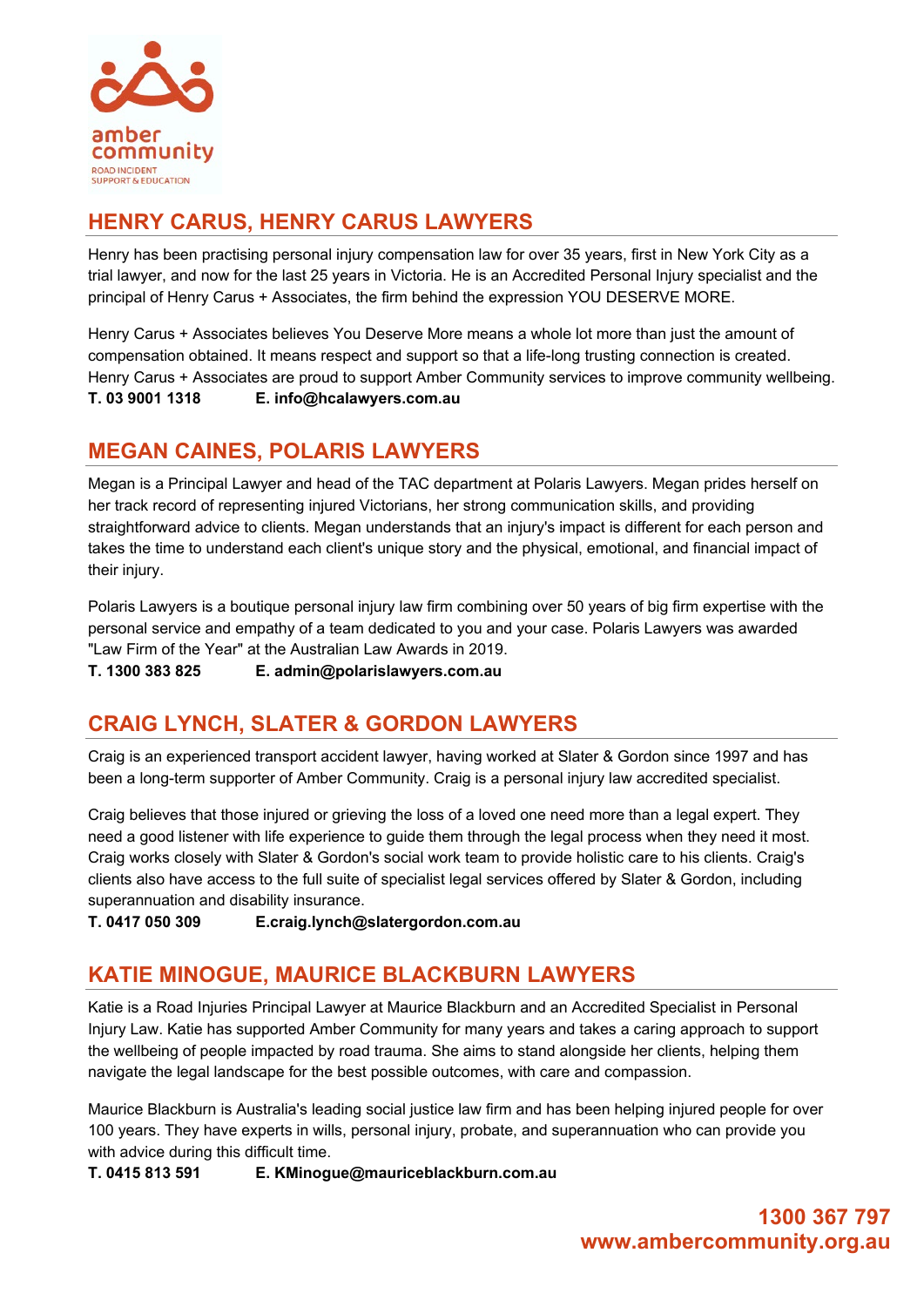amber community

ROAD INCIDENT SUPPORT & EDUCATION

## HENRY CARUS, HENRY CARUS LAWYERS

Henry has been practising personal injury compensation law for over 35 years, first in New York City as a trial lawyer, and now for the last 25 years in Victoria. He is an Accredited Personal Injury specialist and the principal of Henry Carus + Associates, the firm behind the expression YOU DESERVE MORE.

Henry Carus + Associates believes You Deserve More means a whole lot more than just the amount of compensation obtained. It means respect and support so that a life-long trusting connection is created. Henry Carus + Associates are proud to support Amber Community services to improve community wellbeing.

**T. 03 9001 1318 E. info@hcalawyers.com.au**

## MEGAN CAINES, POLARIS LAWYERS

Megan is a Principal Lawyer and head of the TAC department at Polaris Lawyers. Megan prides herself on her track record of representing injured Victorians, her strong communication skills, and providing straightforward advice to clients. Megan understands that an injury's impact is different for each person and takes the time to understand each client's unique story and the physical, emotional, and financial impact of their injury.

Polaris Lawyers is a boutique personal injury law firm combining over 50 years of big firm expertise with the personal service and empathy of a team dedicated to you and your case. Polaris Lawyers was awarded "Law Firm of the Year" at the Australian Law Awards in 2019.

**T. 1300 383 825 E. admin@polarislawyers.com.au**

## CRAIG LYNCH, SLATER & GORDON LAWYERS

Craig is an experienced transport accident lawyer, having worked at Slater & Gordon since 1997 and has been a long-term supporter of Amber Community. Craig is a personal injury law accredited specialist.

Craig believes that those injured or grieving the loss of a loved one need more than a legal expert. They need a good listener with life experience to guide them through the legal process when they need it most. Craig works closely with Slater & Gordon's social work team to provide holistic care to his clients. Craig's clients also have access to the full suite of specialist legal services offered by Slater & Gordon, including superannuation and disability insurance.

**T. 0417 050 309 E.craig.lynch@slatergordon.com.au**

## KATIE MINOGUE, MAURICE BLACKBURN LAWYERS

Katie is a Road Injuries Principal Lawyer at Maurice Blackburn and an Accredited Specialist in Personal Injury Law. Katie has supported Amber Community for many years and takes a caring approach to support the wellbeing of people impacted by road trauma. She aims to stand alongside her clients, helping them navigate the legal landscape for the best possible outcomes, with care and compassion.

Maurice Blackburn is Australia's leading social justice law firm and has been helping injured people for over 100 years. They have experts in wills, personal injury, probate, and superannuation who can provide you with advice during this difficult time.

**T. 0415 813 591 E. KMinogue@mauriceblackburn.com.au**

**1300 367 797**
**www.ambercommunity.org.au**